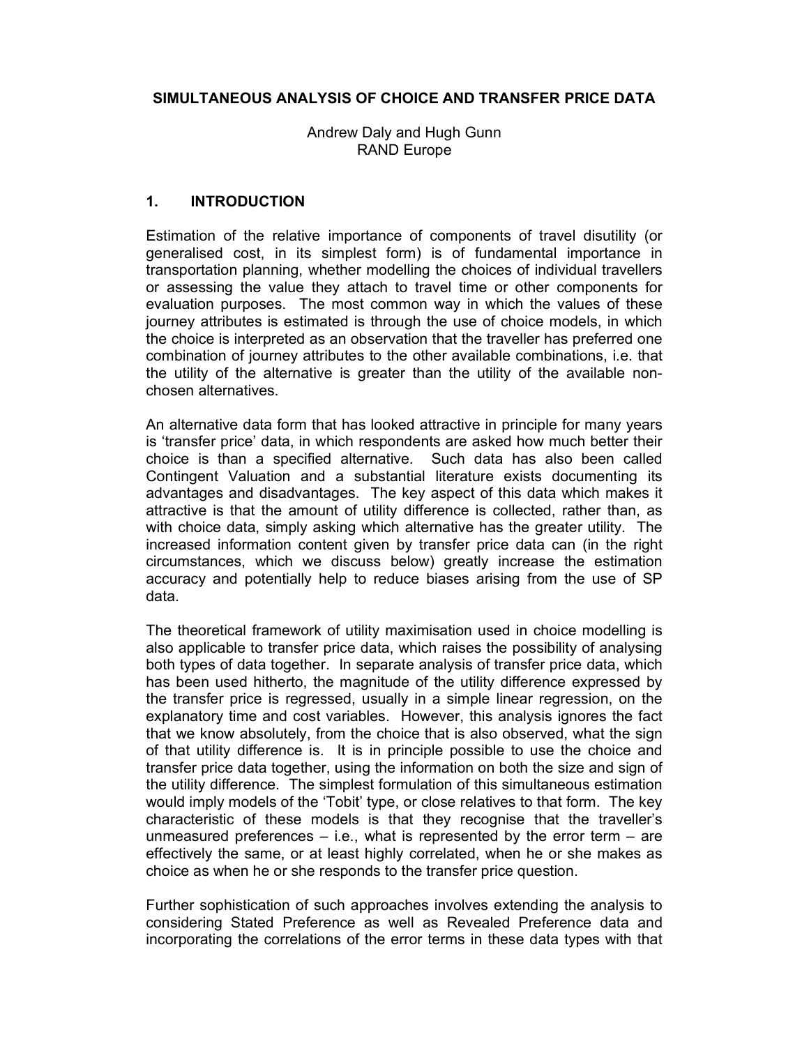# SIMULTANEOUS ANALYSIS OF CHOICE AND TRANSFER PRICE DATA

Andrew Daly and Hugh Gunn
RAND Europe

## 1. INTRODUCTION

Estimation of the relative importance of components of travel disutility (or generalised cost, in its simplest form) is of fundamental importance in transportation planning, whether modelling the choices of individual travellers or assessing the value they attach to travel time or other components for evaluation purposes. The most common way in which the values of these journey attributes is estimated is through the use of choice models, in which the choice is interpreted as an observation that the traveller has preferred one combination of journey attributes to the other available combinations, i.e. that the utility of the alternative is greater than the utility of the available non-chosen alternatives.

An alternative data form that has looked attractive in principle for many years is 'transfer price' data, in which respondents are asked how much better their choice is than a specified alternative. Such data has also been called Contingent Valuation and a substantial literature exists documenting its advantages and disadvantages. The key aspect of this data which makes it attractive is that the amount of utility difference is collected, rather than, as with choice data, simply asking which alternative has the greater utility. The increased information content given by transfer price data can (in the right circumstances, which we discuss below) greatly increase the estimation accuracy and potentially help to reduce biases arising from the use of SP data.

The theoretical framework of utility maximisation used in choice modelling is also applicable to transfer price data, which raises the possibility of analysing both types of data together. In separate analysis of transfer price data, which has been used hitherto, the magnitude of the utility difference expressed by the transfer price is regressed, usually in a simple linear regression, on the explanatory time and cost variables. However, this analysis ignores the fact that we know absolutely, from the choice that is also observed, what the sign of that utility difference is. It is in principle possible to use the choice and transfer price data together, using the information on both the size and sign of the utility difference. The simplest formulation of this simultaneous estimation would imply models of the 'Tobit' type, or close relatives to that form. The key characteristic of these models is that they recognise that the traveller's unmeasured preferences – i.e., what is represented by the error term – are effectively the same, or at least highly correlated, when he or she makes as choice as when he or she responds to the transfer price question.

Further sophistication of such approaches involves extending the analysis to considering Stated Preference as well as Revealed Preference data and incorporating the correlations of the error terms in these data types with that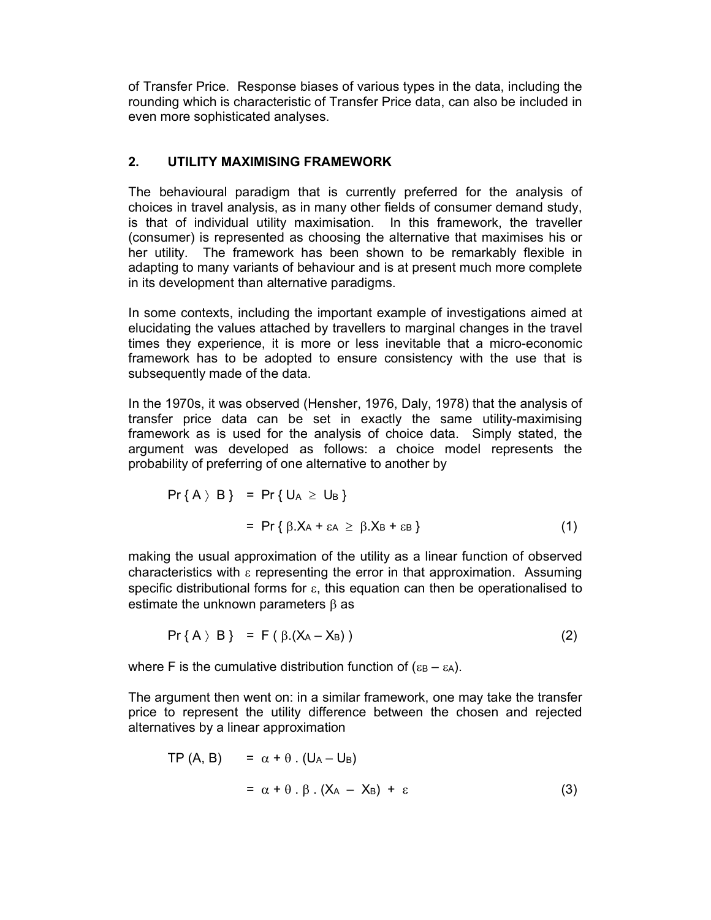of Transfer Price. Response biases of various types in the data, including the rounding which is characteristic of Transfer Price data, can also be included in even more sophisticated analyses.

## 2. UTILITY MAXIMISING FRAMEWORK

The behavioural paradigm that is currently preferred for the analysis of choices in travel analysis, as in many other fields of consumer demand study, is that of individual utility maximisation. In this framework, the traveller (consumer) is represented as choosing the alternative that maximises his or her utility. The framework has been shown to be remarkably flexible in adapting to many variants of behaviour and is at present much more complete in its development than alternative paradigms.

In some contexts, including the important example of investigations aimed at elucidating the values attached by travellers to marginal changes in the travel times they experience, it is more or less inevitable that a micro-economic framework has to be adopted to ensure consistency with the use that is subsequently made of the data.

In the 1970s, it was observed (Hensher, 1976, Daly, 1978) that the analysis of transfer price data can be set in exactly the same utility-maximising framework as is used for the analysis of choice data. Simply stated, the argument was developed as follows: a choice model represents the probability of preferring of one alternative to another by

$$\begin{aligned} \Pr\{ A \rangle B \} &= \Pr\{ U_A \geq U_B \} \\ &= \Pr\{ \beta.X_A + \varepsilon_A \geq \beta.X_B + \varepsilon_B \} \end{aligned} \tag{1}$$

making the usual approximation of the utility as a linear function of observed characteristics with $\varepsilon$ representing the error in that approximation. Assuming specific distributional forms for $\varepsilon$, this equation can then be operationalised to estimate the unknown parameters $\beta$ as

$$\Pr\{ A \rangle B \} = F(\beta.(X_A - X_B)) \tag{2}$$

where F is the cumulative distribution function of $(\varepsilon_B - \varepsilon_A)$.

The argument then went on: in a similar framework, one may take the transfer price to represent the utility difference between the chosen and rejected alternatives by a linear approximation

$$\begin{aligned} TP(A, B) &= \alpha + \theta . (U_A - U_B) \\ &= \alpha + \theta . \beta . (X_A - X_B) + \varepsilon \end{aligned} \tag{3}$$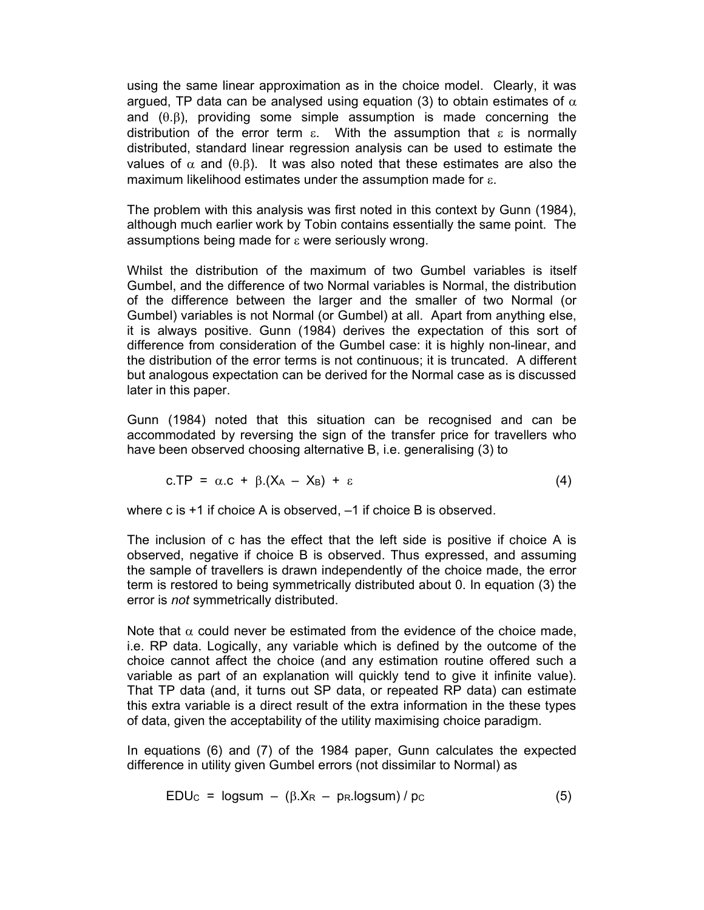using the same linear approximation as in the choice model. Clearly, it was argued, TP data can be analysed using equation (3) to obtain estimates of $\alpha$ and $(\theta.\beta)$, providing some simple assumption is made concerning the distribution of the error term $\varepsilon$. With the assumption that $\varepsilon$ is normally distributed, standard linear regression analysis can be used to estimate the values of $\alpha$ and $(\theta.\beta)$. It was also noted that these estimates are also the maximum likelihood estimates under the assumption made for $\varepsilon$.

The problem with this analysis was first noted in this context by Gunn (1984), although much earlier work by Tobin contains essentially the same point. The assumptions being made for $\varepsilon$ were seriously wrong.

Whilst the distribution of the maximum of two Gumbel variables is itself Gumbel, and the difference of two Normal variables is Normal, the distribution of the difference between the larger and the smaller of two Normal (or Gumbel) variables is not Normal (or Gumbel) at all. Apart from anything else, it is always positive. Gunn (1984) derives the expectation of this sort of difference from consideration of the Gumbel case: it is highly non-linear, and the distribution of the error terms is not continuous; it is truncated. A different but analogous expectation can be derived for the Normal case as is discussed later in this paper.

Gunn (1984) noted that this situation can be recognised and can be accommodated by reversing the sign of the transfer price for travellers who have been observed choosing alternative B, i.e. generalising (3) to

$$c.TP = \alpha.c + \beta.(X_A - X_B) + \varepsilon \tag{4}$$

where c is +1 if choice A is observed, –1 if choice B is observed.

The inclusion of c has the effect that the left side is positive if choice A is observed, negative if choice B is observed. Thus expressed, and assuming the sample of travellers is drawn independently of the choice made, the error term is restored to being symmetrically distributed about 0. In equation (3) the error is *not* symmetrically distributed.

Note that $\alpha$ could never be estimated from the evidence of the choice made, i.e. RP data. Logically, any variable which is defined by the outcome of the choice cannot affect the choice (and any estimation routine offered such a variable as part of an explanation will quickly tend to give it infinite value). That TP data (and, it turns out SP data, or repeated RP data) can estimate this extra variable is a direct result of the extra information in the these types of data, given the acceptability of the utility maximising choice paradigm.

In equations (6) and (7) of the 1984 paper, Gunn calculates the expected difference in utility given Gumbel errors (not dissimilar to Normal) as

$$EDU_C = \text{logsum} - (\beta.X_R - p_R.\text{logsum}) / p_C \tag{5}$$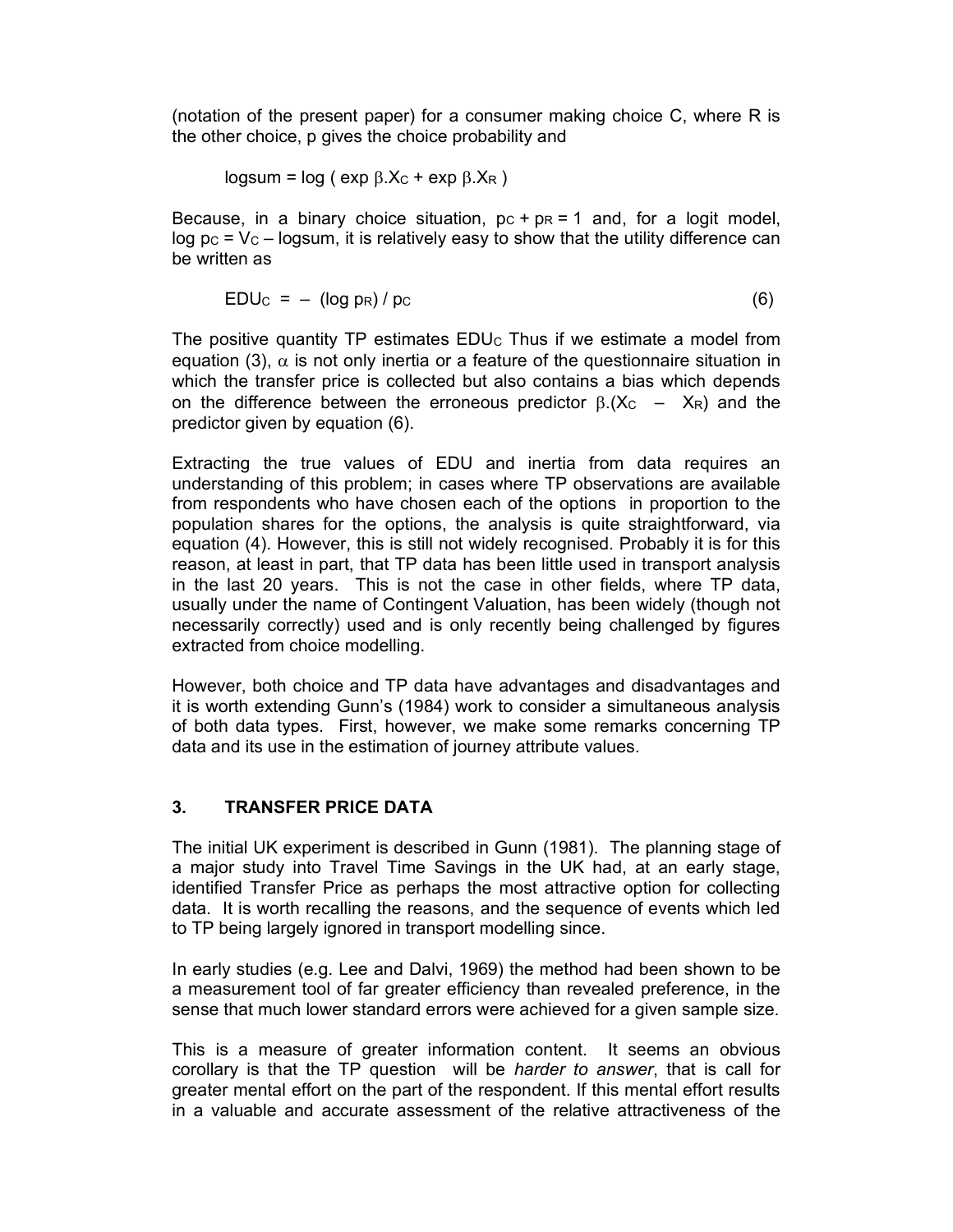(notation of the present paper) for a consumer making choice C, where R is the other choice, p gives the choice probability and

$$\text{logsum} = \log ( \exp \beta.X_C + \exp \beta.X_R )$$

Because, in a binary choice situation, $p_C + p_R = 1$ and, for a logit model, $\log p_C = V_C - \text{logsum}$, it is relatively easy to show that the utility difference can be written as

$$EDU_C = - (\log p_R) / p_C \tag{6}$$

The positive quantity TP estimates $EDU_C$ Thus if we estimate a model from equation (3), $\alpha$ is not only inertia or a feature of the questionnaire situation in which the transfer price is collected but also contains a bias which depends on the difference between the erroneous predictor $\beta.(X_C - X_R)$ and the predictor given by equation (6).

Extracting the true values of EDU and inertia from data requires an understanding of this problem; in cases where TP observations are available from respondents who have chosen each of the options in proportion to the population shares for the options, the analysis is quite straightforward, via equation (4). However, this is still not widely recognised. Probably it is for this reason, at least in part, that TP data has been little used in transport analysis in the last 20 years. This is not the case in other fields, where TP data, usually under the name of Contingent Valuation, has been widely (though not necessarily correctly) used and is only recently being challenged by figures extracted from choice modelling.

However, both choice and TP data have advantages and disadvantages and it is worth extending Gunn's (1984) work to consider a simultaneous analysis of both data types. First, however, we make some remarks concerning TP data and its use in the estimation of journey attribute values.

## 3. TRANSFER PRICE DATA

The initial UK experiment is described in Gunn (1981). The planning stage of a major study into Travel Time Savings in the UK had, at an early stage, identified Transfer Price as perhaps the most attractive option for collecting data. It is worth recalling the reasons, and the sequence of events which led to TP being largely ignored in transport modelling since.

In early studies (e.g. Lee and Dalvi, 1969) the method had been shown to be a measurement tool of far greater efficiency than revealed preference, in the sense that much lower standard errors were achieved for a given sample size.

This is a measure of greater information content. It seems an obvious corollary is that the TP question will be *harder to answer*, that is call for greater mental effort on the part of the respondent. If this mental effort results in a valuable and accurate assessment of the relative attractiveness of the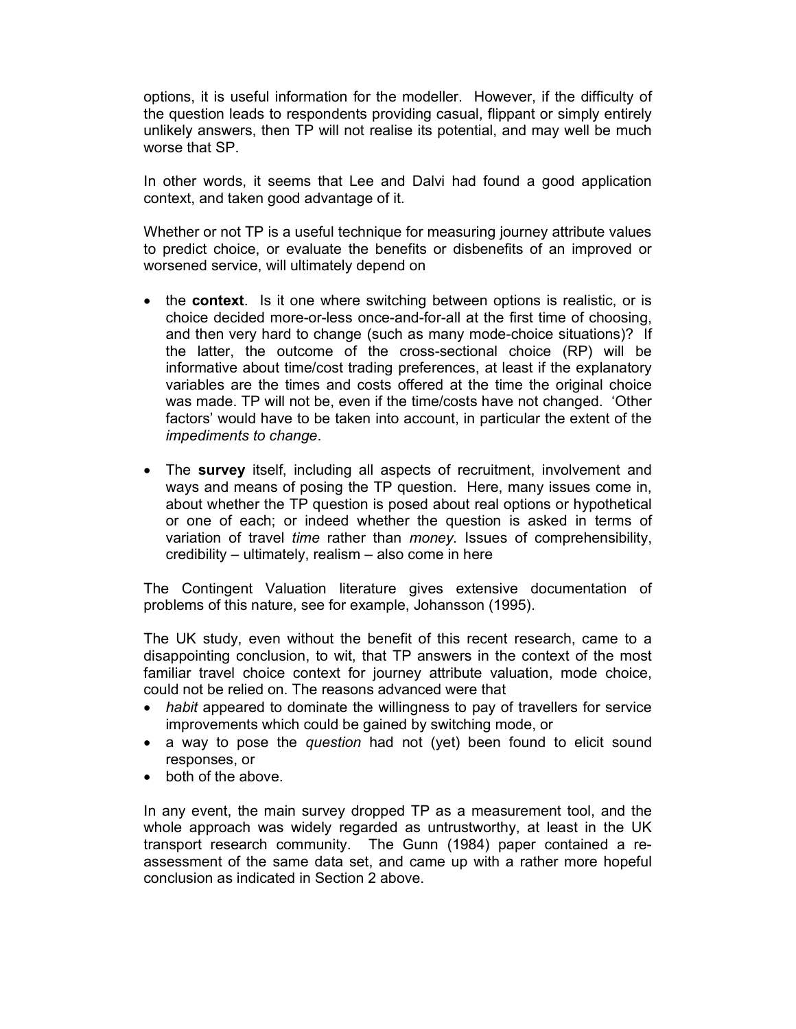options, it is useful information for the modeller. However, if the difficulty of the question leads to respondents providing casual, flippant or simply entirely unlikely answers, then TP will not realise its potential, and may well be much worse that SP.

In other words, it seems that Lee and Dalvi had found a good application context, and taken good advantage of it.

Whether or not TP is a useful technique for measuring journey attribute values to predict choice, or evaluate the benefits or disbenefits of an improved or worsened service, will ultimately depend on

- the **context**. Is it one where switching between options is realistic, or is choice decided more-or-less once-and-for-all at the first time of choosing, and then very hard to change (such as many mode-choice situations)? If the latter, the outcome of the cross-sectional choice (RP) will be informative about time/cost trading preferences, at least if the explanatory variables are the times and costs offered at the time the original choice was made. TP will not be, even if the time/costs have not changed. 'Other factors' would have to be taken into account, in particular the extent of the *impediments to change*.
- The **survey** itself, including all aspects of recruitment, involvement and ways and means of posing the TP question. Here, many issues come in, about whether the TP question is posed about real options or hypothetical or one of each; or indeed whether the question is asked in terms of variation of travel *time* rather than *money*. Issues of comprehensibility, credibility – ultimately, realism – also come in here

The Contingent Valuation literature gives extensive documentation of problems of this nature, see for example, Johansson (1995).

The UK study, even without the benefit of this recent research, came to a disappointing conclusion, to wit, that TP answers in the context of the most familiar travel choice context for journey attribute valuation, mode choice, could not be relied on. The reasons advanced were that

- *habit* appeared to dominate the willingness to pay of travellers for service improvements which could be gained by switching mode, or
- a way to pose the *question* had not (yet) been found to elicit sound responses, or
- both of the above.

In any event, the main survey dropped TP as a measurement tool, and the whole approach was widely regarded as untrustworthy, at least in the UK transport research community. The Gunn (1984) paper contained a re-assessment of the same data set, and came up with a rather more hopeful conclusion as indicated in Section 2 above.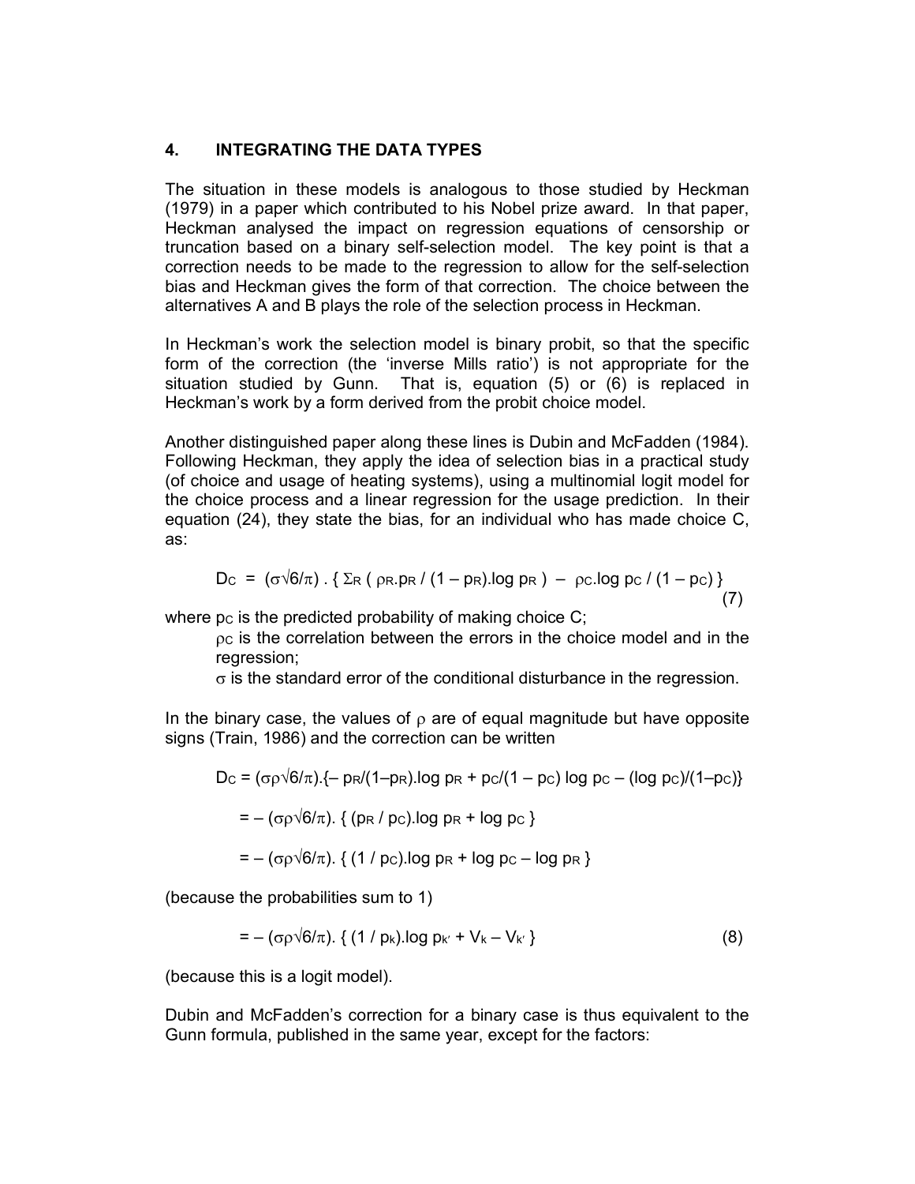## 4. INTEGRATING THE DATA TYPES

The situation in these models is analogous to those studied by Heckman (1979) in a paper which contributed to his Nobel prize award. In that paper, Heckman analysed the impact on regression equations of censorship or truncation based on a binary self-selection model. The key point is that a correction needs to be made to the regression to allow for the self-selection bias and Heckman gives the form of that correction. The choice between the alternatives A and B plays the role of the selection process in Heckman.

In Heckman's work the selection model is binary probit, so that the specific form of the correction (the 'inverse Mills ratio') is not appropriate for the situation studied by Gunn. That is, equation (5) or (6) is replaced in Heckman's work by a form derived from the probit choice model.

Another distinguished paper along these lines is Dubin and McFadden (1984). Following Heckman, they apply the idea of selection bias in a practical study (of choice and usage of heating systems), using a multinomial logit model for the choice process and a linear regression for the usage prediction. In their equation (24), they state the bias, for an individual who has made choice C, as:

$$D_C = (\sigma\sqrt{6}/\pi) \, . \, \{ \Sigma_R \, ( \rho_R . p_R \, / \, (1 - p_R) . \log p_R \,) \; - \; \rho_C . \log p_C \, / \, (1 - p_C) \, \} \quad (7)$$

where $p_C$ is the predicted probability of making choice C;

$\rho_C$ is the correlation between the errors in the choice model and in the regression;

$\sigma$ is the standard error of the conditional disturbance in the regression.

In the binary case, the values of $\rho$ are of equal magnitude but have opposite signs (Train, 1986) and the correction can be written

$$D_C = (\sigma\rho\sqrt{6}/\pi) . \{ - p_R/(1 - p_R) . \log p_R + p_C/(1 - p_C) \log p_C - (\log p_C)/(1 - p_C) \}$$

$$= - (\sigma\rho\sqrt{6}/\pi) . \, \{ \, (p_R \, / \, p_C) . \log p_R + \log p_C \, \}$$

$$= - (\sigma\rho\sqrt{6}/\pi) . \, \{ \, (1 \, / \, p_C) . \log p_R + \log p_C - \log p_R \, \}$$

(because the probabilities sum to 1)

$$= - (\sigma\rho\sqrt{6}/\pi) . \, \{ \, (1 \, / \, p_k) . \log p_{k'} + V_k - V_{k'} \, \} \quad (8)$$

(because this is a logit model).

Dubin and McFadden's correction for a binary case is thus equivalent to the Gunn formula, published in the same year, except for the factors: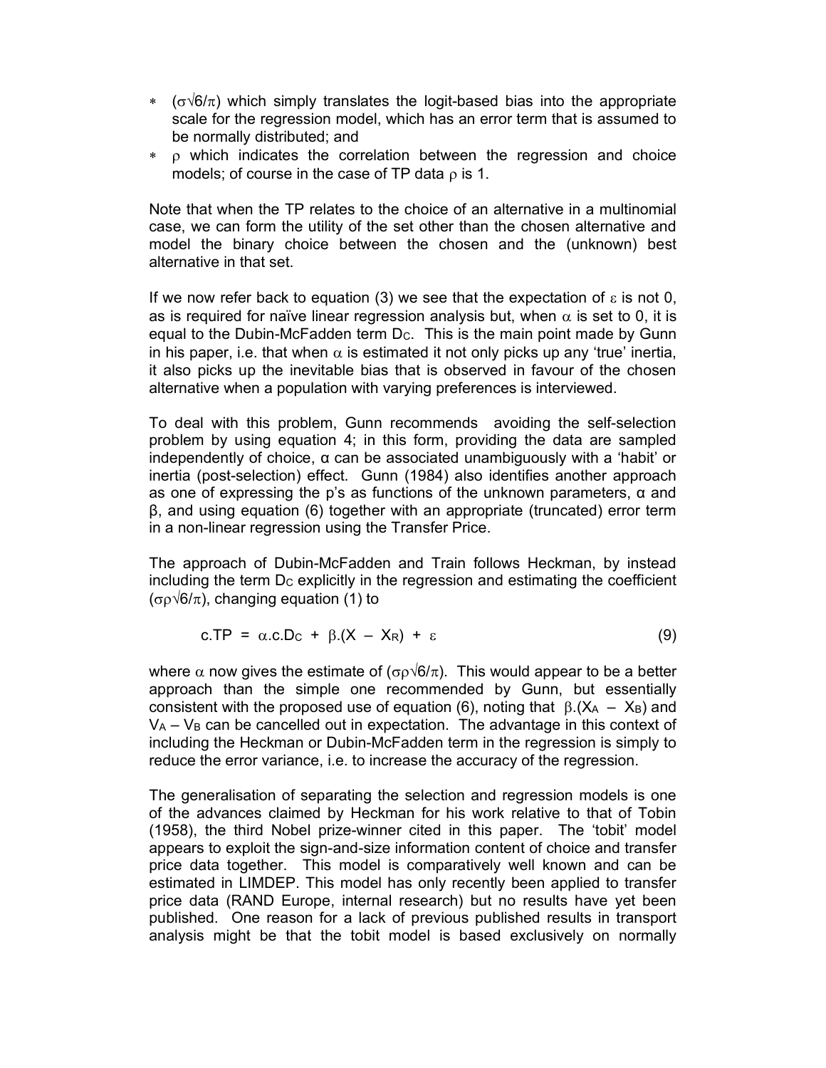* $(\sigma\sqrt{6}/\pi)$ which simply translates the logit-based bias into the appropriate scale for the regression model, which has an error term that is assumed to be normally distributed; and
* $\rho$ which indicates the correlation between the regression and choice models; of course in the case of TP data $\rho$ is 1.

Note that when the TP relates to the choice of an alternative in a multinomial case, we can form the utility of the set other than the chosen alternative and model the binary choice between the chosen and the (unknown) best alternative in that set.

If we now refer back to equation (3) we see that the expectation of $\varepsilon$ is not 0, as is required for naïve linear regression analysis but, when $\alpha$ is set to 0, it is equal to the Dubin-McFadden term $D_C$. This is the main point made by Gunn in his paper, i.e. that when $\alpha$ is estimated it not only picks up any 'true' inertia, it also picks up the inevitable bias that is observed in favour of the chosen alternative when a population with varying preferences is interviewed.

To deal with this problem, Gunn recommends avoiding the self-selection problem by using equation 4; in this form, providing the data are sampled independently of choice, α can be associated unambiguously with a 'habit' or inertia (post-selection) effect. Gunn (1984) also identifies another approach as one of expressing the p's as functions of the unknown parameters, α and β, and using equation (6) together with an appropriate (truncated) error term in a non-linear regression using the Transfer Price.

The approach of Dubin-McFadden and Train follows Heckman, by instead including the term $D_C$ explicitly in the regression and estimating the coefficient $(\sigma\rho\sqrt{6}/\pi)$, changing equation (1) to

$$c.TP = \alpha.c.D_C + \beta.(X - X_R) + \varepsilon \tag{9}$$

where $\alpha$ now gives the estimate of $(\sigma\rho\sqrt{6}/\pi)$. This would appear to be a better approach than the simple one recommended by Gunn, but essentially consistent with the proposed use of equation (6), noting that $\beta.(X_A - X_B)$ and $V_A - V_B$ can be cancelled out in expectation. The advantage in this context of including the Heckman or Dubin-McFadden term in the regression is simply to reduce the error variance, i.e. to increase the accuracy of the regression.

The generalisation of separating the selection and regression models is one of the advances claimed by Heckman for his work relative to that of Tobin (1958), the third Nobel prize-winner cited in this paper. The 'tobit' model appears to exploit the sign-and-size information content of choice and transfer price data together. This model is comparatively well known and can be estimated in LIMDEP. This model has only recently been applied to transfer price data (RAND Europe, internal research) but no results have yet been published. One reason for a lack of previous published results in transport analysis might be that the tobit model is based exclusively on normally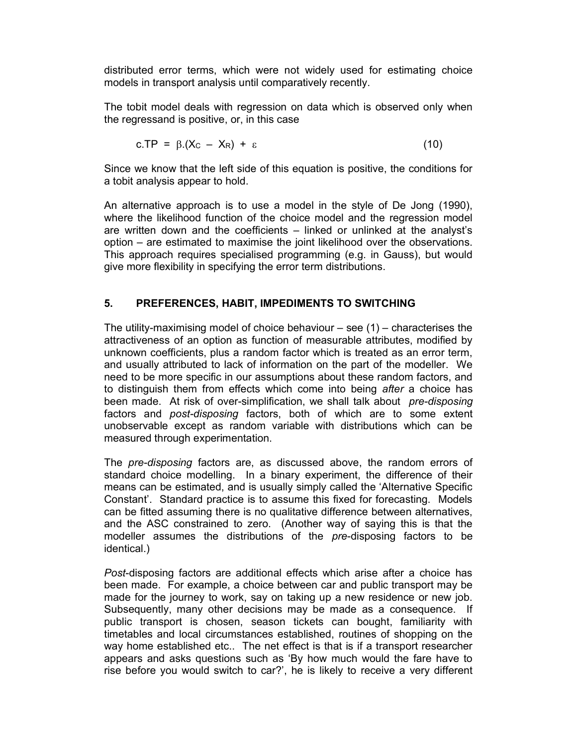distributed error terms, which were not widely used for estimating choice models in transport analysis until comparatively recently.

The tobit model deals with regression on data which is observed only when the regressand is positive, or, in this case

$$c.TP = \beta.(X_C - X_R) + \varepsilon \qquad (10)$$

Since we know that the left side of this equation is positive, the conditions for a tobit analysis appear to hold.

An alternative approach is to use a model in the style of De Jong (1990), where the likelihood function of the choice model and the regression model are written down and the coefficients – linked or unlinked at the analyst's option – are estimated to maximise the joint likelihood over the observations. This approach requires specialised programming (e.g. in Gauss), but would give more flexibility in specifying the error term distributions.

## 5. PREFERENCES, HABIT, IMPEDIMENTS TO SWITCHING

The utility-maximising model of choice behaviour – see (1) – characterises the attractiveness of an option as function of measurable attributes, modified by unknown coefficients, plus a random factor which is treated as an error term, and usually attributed to lack of information on the part of the modeller. We need to be more specific in our assumptions about these random factors, and to distinguish them from effects which come into being *after* a choice has been made. At risk of over-simplification, we shall talk about *pre-disposing* factors and *post-disposing* factors, both of which are to some extent unobservable except as random variable with distributions which can be measured through experimentation.

The *pre-disposing* factors are, as discussed above, the random errors of standard choice modelling. In a binary experiment, the difference of their means can be estimated, and is usually simply called the 'Alternative Specific Constant'. Standard practice is to assume this fixed for forecasting. Models can be fitted assuming there is no qualitative difference between alternatives, and the ASC constrained to zero. (Another way of saying this is that the modeller assumes the distributions of the *pre*-disposing factors to be identical.)

*Post*-disposing factors are additional effects which arise after a choice has been made. For example, a choice between car and public transport may be made for the journey to work, say on taking up a new residence or new job. Subsequently, many other decisions may be made as a consequence. If public transport is chosen, season tickets can bought, familiarity with timetables and local circumstances established, routines of shopping on the way home established etc.. The net effect is that is if a transport researcher appears and asks questions such as 'By how much would the fare have to rise before you would switch to car?', he is likely to receive a very different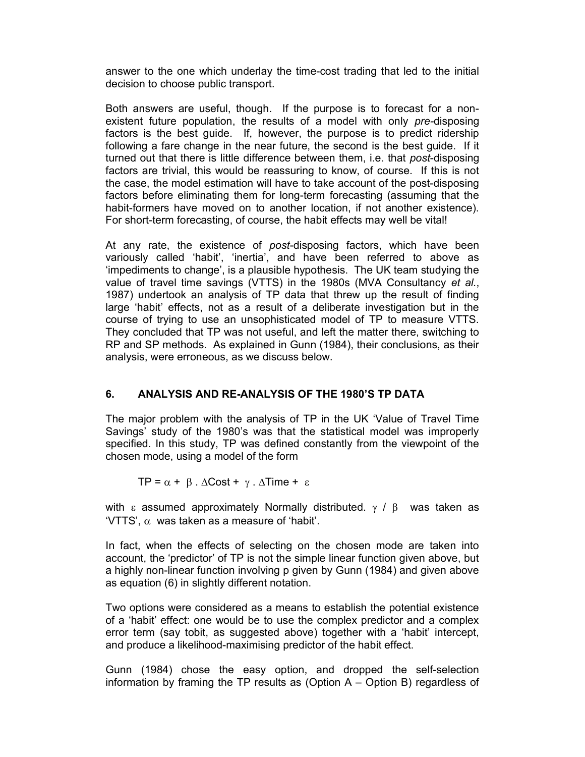answer to the one which underlay the time-cost trading that led to the initial decision to choose public transport.

Both answers are useful, though. If the purpose is to forecast for a non-existent future population, the results of a model with only *pre*-disposing factors is the best guide. If, however, the purpose is to predict ridership following a fare change in the near future, the second is the best guide. If it turned out that there is little difference between them, i.e. that *post*-disposing factors are trivial, this would be reassuring to know, of course. If this is not the case, the model estimation will have to take account of the post-disposing factors before eliminating them for long-term forecasting (assuming that the habit-formers have moved on to another location, if not another existence). For short-term forecasting, of course, the habit effects may well be vital!

At any rate, the existence of *post*-disposing factors, which have been variously called 'habit', 'inertia', and have been referred to above as 'impediments to change', is a plausible hypothesis. The UK team studying the value of travel time savings (VTTS) in the 1980s (MVA Consultancy *et al.*, 1987) undertook an analysis of TP data that threw up the result of finding large 'habit' effects, not as a result of a deliberate investigation but in the course of trying to use an unsophisticated model of TP to measure VTTS. They concluded that TP was not useful, and left the matter there, switching to RP and SP methods. As explained in Gunn (1984), their conclusions, as their analysis, were erroneous, as we discuss below.

## 6. ANALYSIS AND RE-ANALYSIS OF THE 1980'S TP DATA

The major problem with the analysis of TP in the UK 'Value of Travel Time Savings' study of the 1980's was that the statistical model was improperly specified. In this study, TP was defined constantly from the viewpoint of the chosen mode, using a model of the form

$$TP = \alpha + \beta \cdot \Delta Cost + \gamma \cdot \Delta Time + \varepsilon$$

with $\varepsilon$ assumed approximately Normally distributed. $\gamma / \beta$ was taken as 'VTTS', $\alpha$ was taken as a measure of 'habit'.

In fact, when the effects of selecting on the chosen mode are taken into account, the 'predictor' of TP is not the simple linear function given above, but a highly non-linear function involving p given by Gunn (1984) and given above as equation (6) in slightly different notation.

Two options were considered as a means to establish the potential existence of a 'habit' effect: one would be to use the complex predictor and a complex error term (say tobit, as suggested above) together with a 'habit' intercept, and produce a likelihood-maximising predictor of the habit effect.

Gunn (1984) chose the easy option, and dropped the self-selection information by framing the TP results as (Option A – Option B) regardless of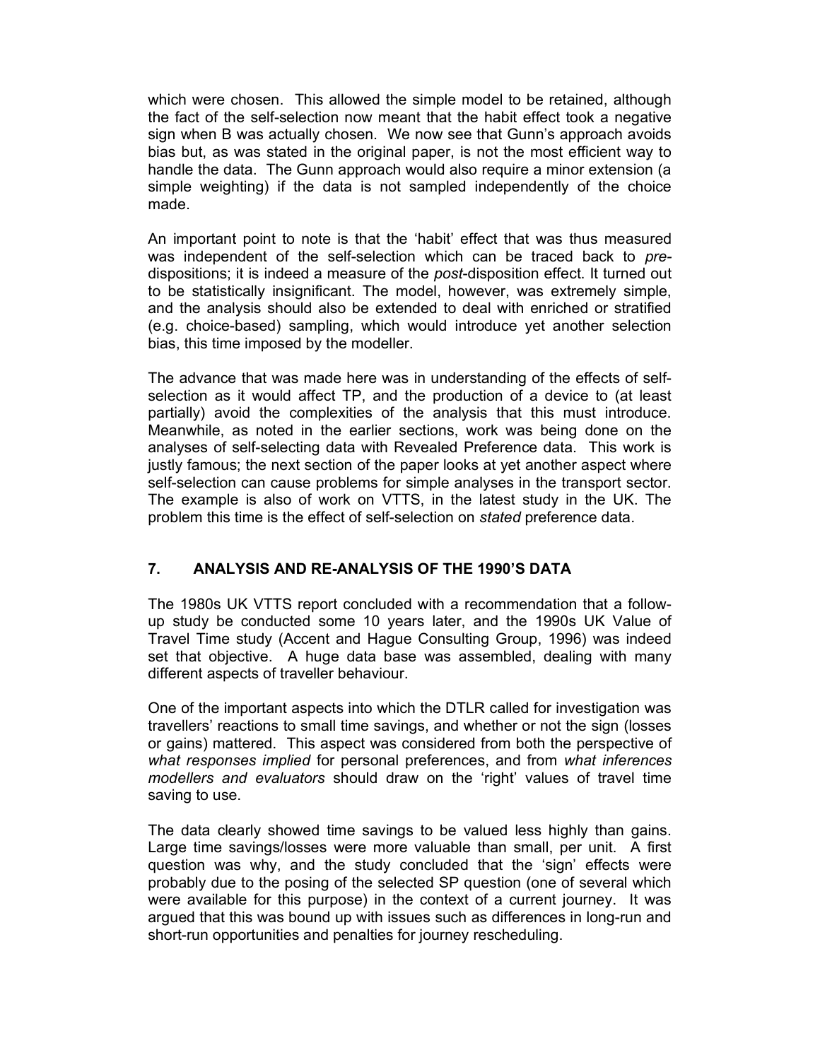which were chosen. This allowed the simple model to be retained, although the fact of the self-selection now meant that the habit effect took a negative sign when B was actually chosen. We now see that Gunn's approach avoids bias but, as was stated in the original paper, is not the most efficient way to handle the data. The Gunn approach would also require a minor extension (a simple weighting) if the data is not sampled independently of the choice made.

An important point to note is that the 'habit' effect that was thus measured was independent of the self-selection which can be traced back to *pre*-dispositions; it is indeed a measure of the *post*-disposition effect. It turned out to be statistically insignificant. The model, however, was extremely simple, and the analysis should also be extended to deal with enriched or stratified (e.g. choice-based) sampling, which would introduce yet another selection bias, this time imposed by the modeller.

The advance that was made here was in understanding of the effects of self-selection as it would affect TP, and the production of a device to (at least partially) avoid the complexities of the analysis that this must introduce. Meanwhile, as noted in the earlier sections, work was being done on the analyses of self-selecting data with Revealed Preference data. This work is justly famous; the next section of the paper looks at yet another aspect where self-selection can cause problems for simple analyses in the transport sector. The example is also of work on VTTS, in the latest study in the UK. The problem this time is the effect of self-selection on *stated* preference data.

## 7. ANALYSIS AND RE-ANALYSIS OF THE 1990'S DATA

The 1980s UK VTTS report concluded with a recommendation that a follow-up study be conducted some 10 years later, and the 1990s UK Value of Travel Time study (Accent and Hague Consulting Group, 1996) was indeed set that objective. A huge data base was assembled, dealing with many different aspects of traveller behaviour.

One of the important aspects into which the DTLR called for investigation was travellers' reactions to small time savings, and whether or not the sign (losses or gains) mattered. This aspect was considered from both the perspective of *what responses implied* for personal preferences, and from *what inferences modellers and evaluators* should draw on the 'right' values of travel time saving to use.

The data clearly showed time savings to be valued less highly than gains. Large time savings/losses were more valuable than small, per unit. A first question was why, and the study concluded that the 'sign' effects were probably due to the posing of the selected SP question (one of several which were available for this purpose) in the context of a current journey. It was argued that this was bound up with issues such as differences in long-run and short-run opportunities and penalties for journey rescheduling.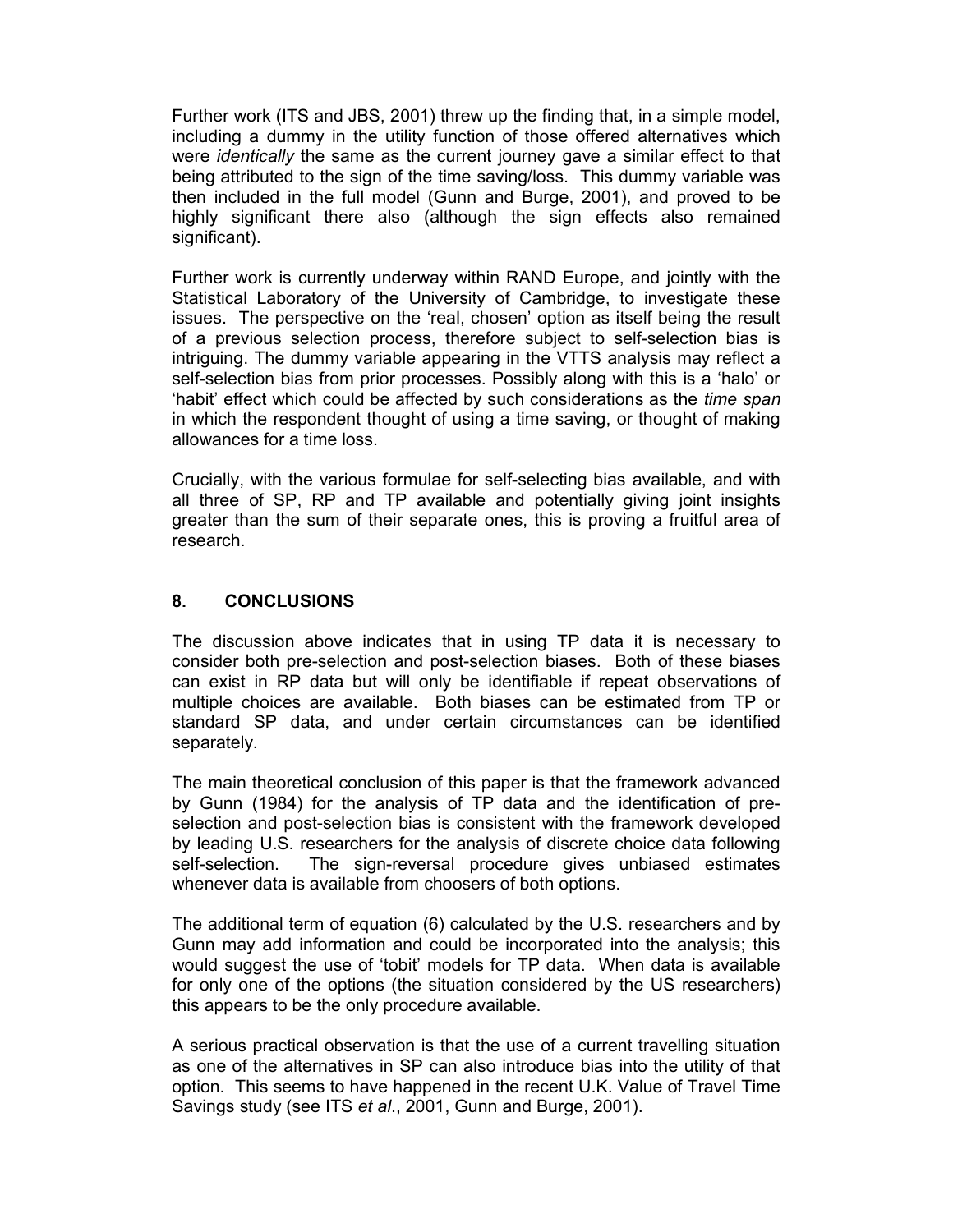Further work (ITS and JBS, 2001) threw up the finding that, in a simple model, including a dummy in the utility function of those offered alternatives which were *identically* the same as the current journey gave a similar effect to that being attributed to the sign of the time saving/loss. This dummy variable was then included in the full model (Gunn and Burge, 2001), and proved to be highly significant there also (although the sign effects also remained significant).

Further work is currently underway within RAND Europe, and jointly with the Statistical Laboratory of the University of Cambridge, to investigate these issues. The perspective on the 'real, chosen' option as itself being the result of a previous selection process, therefore subject to self-selection bias is intriguing. The dummy variable appearing in the VTTS analysis may reflect a self-selection bias from prior processes. Possibly along with this is a 'halo' or 'habit' effect which could be affected by such considerations as the *time span* in which the respondent thought of using a time saving, or thought of making allowances for a time loss.

Crucially, with the various formulae for self-selecting bias available, and with all three of SP, RP and TP available and potentially giving joint insights greater than the sum of their separate ones, this is proving a fruitful area of research.

## 8. CONCLUSIONS

The discussion above indicates that in using TP data it is necessary to consider both pre-selection and post-selection biases. Both of these biases can exist in RP data but will only be identifiable if repeat observations of multiple choices are available. Both biases can be estimated from TP or standard SP data, and under certain circumstances can be identified separately.

The main theoretical conclusion of this paper is that the framework advanced by Gunn (1984) for the analysis of TP data and the identification of pre-selection and post-selection bias is consistent with the framework developed by leading U.S. researchers for the analysis of discrete choice data following self-selection. The sign-reversal procedure gives unbiased estimates whenever data is available from choosers of both options.

The additional term of equation (6) calculated by the U.S. researchers and by Gunn may add information and could be incorporated into the analysis; this would suggest the use of 'tobit' models for TP data. When data is available for only one of the options (the situation considered by the US researchers) this appears to be the only procedure available.

A serious practical observation is that the use of a current travelling situation as one of the alternatives in SP can also introduce bias into the utility of that option. This seems to have happened in the recent U.K. Value of Travel Time Savings study (see ITS *et al*., 2001, Gunn and Burge, 2001).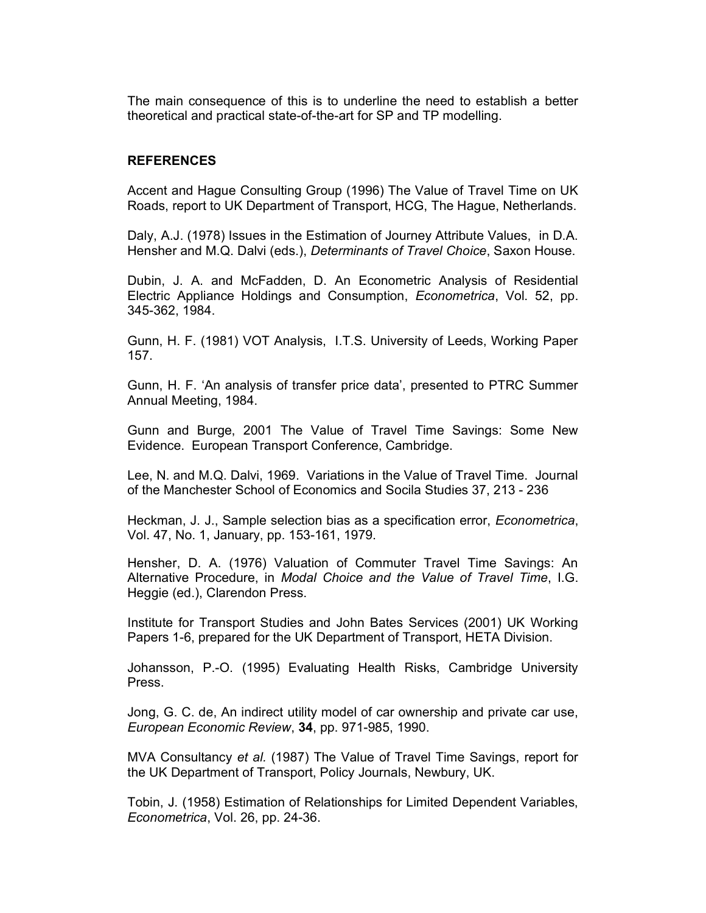The main consequence of this is to underline the need to establish a better theoretical and practical state-of-the-art for SP and TP modelling.

## REFERENCES

Accent and Hague Consulting Group (1996) The Value of Travel Time on UK Roads, report to UK Department of Transport, HCG, The Hague, Netherlands.

Daly, A.J. (1978) Issues in the Estimation of Journey Attribute Values, in D.A. Hensher and M.Q. Dalvi (eds.), *Determinants of Travel Choice*, Saxon House.

Dubin, J. A. and McFadden, D. An Econometric Analysis of Residential Electric Appliance Holdings and Consumption, *Econometrica*, Vol. 52, pp. 345-362, 1984.

Gunn, H. F. (1981) VOT Analysis, I.T.S. University of Leeds, Working Paper 157.

Gunn, H. F. 'An analysis of transfer price data', presented to PTRC Summer Annual Meeting, 1984.

Gunn and Burge, 2001 The Value of Travel Time Savings: Some New Evidence. European Transport Conference, Cambridge.

Lee, N. and M.Q. Dalvi, 1969. Variations in the Value of Travel Time. Journal of the Manchester School of Economics and Socila Studies 37, 213 - 236

Heckman, J. J., Sample selection bias as a specification error, *Econometrica*, Vol. 47, No. 1, January, pp. 153-161, 1979.

Hensher, D. A. (1976) Valuation of Commuter Travel Time Savings: An Alternative Procedure, in *Modal Choice and the Value of Travel Time*, I.G. Heggie (ed.), Clarendon Press.

Institute for Transport Studies and John Bates Services (2001) UK Working Papers 1-6, prepared for the UK Department of Transport, HETA Division.

Johansson, P.-O. (1995) Evaluating Health Risks, Cambridge University Press.

Jong, G. C. de, An indirect utility model of car ownership and private car use, *European Economic Review*, **34**, pp. 971-985, 1990.

MVA Consultancy *et al.* (1987) The Value of Travel Time Savings, report for the UK Department of Transport, Policy Journals, Newbury, UK.

Tobin, J. (1958) Estimation of Relationships for Limited Dependent Variables, *Econometrica*, Vol. 26, pp. 24-36.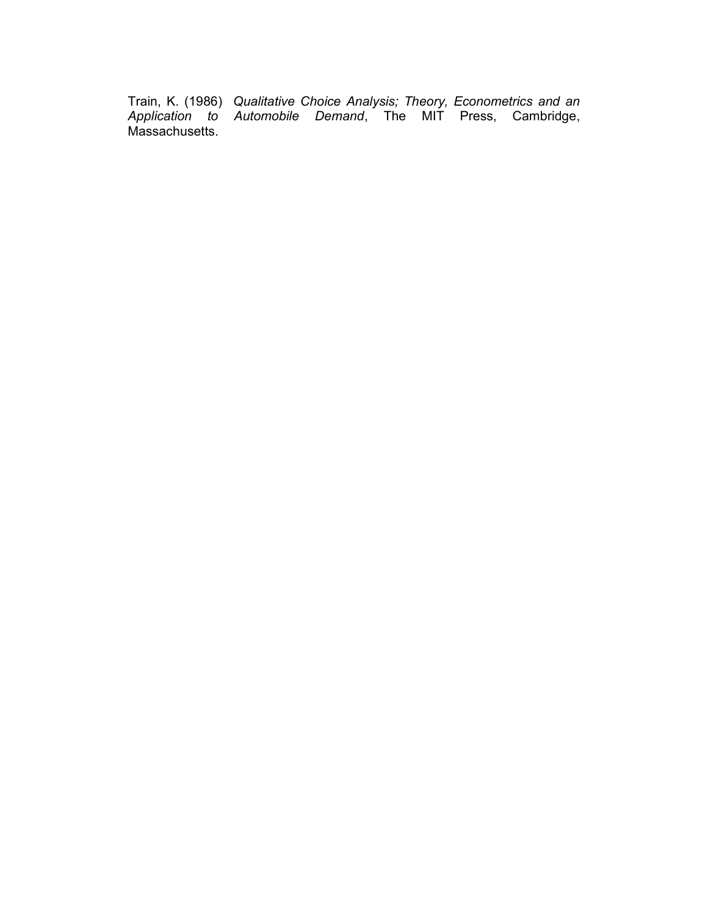Train, K. (1986) *Qualitative Choice Analysis; Theory, Econometrics and an Application to Automobile Demand*, The MIT Press, Cambridge, Massachusetts.